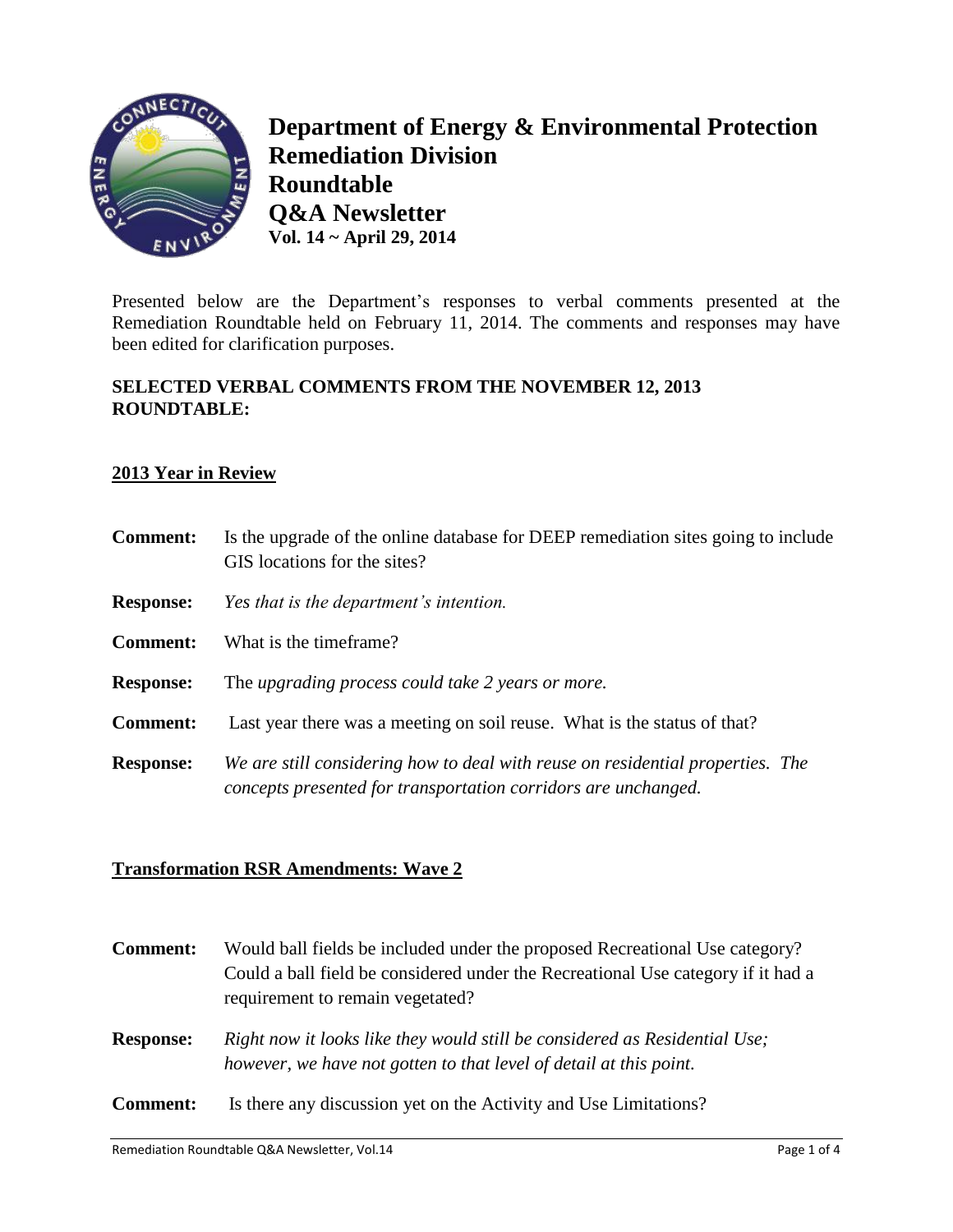# Department of Energy & Environmental Protection Remediation Division Roundtable Q&A Newsletter

**Vol. 14 ~ April 29, 2014**

Presented below are the Department's responses to verbal comments presented at the Remediation Roundtable held on February 11, 2014. The comments and responses may have been edited for clarification purposes.

## SELECTED VERBAL COMMENTS FROM THE NOVEMBER 12, 2013 ROUNDTABLE:

### 2013 Year in Review

**Comment:** Is the upgrade of the online database for DEEP remediation sites going to include GIS locations for the sites?

**Response:** *Yes that is the department's intention.*

**Comment:** What is the timeframe?

**Response:** The *upgrading process could take 2 years or more.*

**Comment:** Last year there was a meeting on soil reuse. What is the status of that?

**Response:** *We are still considering how to deal with reuse on residential properties. The concepts presented for transportation corridors are unchanged.*

### Transformation RSR Amendments: Wave 2

**Comment:** Would ball fields be included under the proposed Recreational Use category? Could a ball field be considered under the Recreational Use category if it had a requirement to remain vegetated?

**Response:** *Right now it looks like they would still be considered as Residential Use; however, we have not gotten to that level of detail at this point.*

**Comment:** Is there any discussion yet on the Activity and Use Limitations?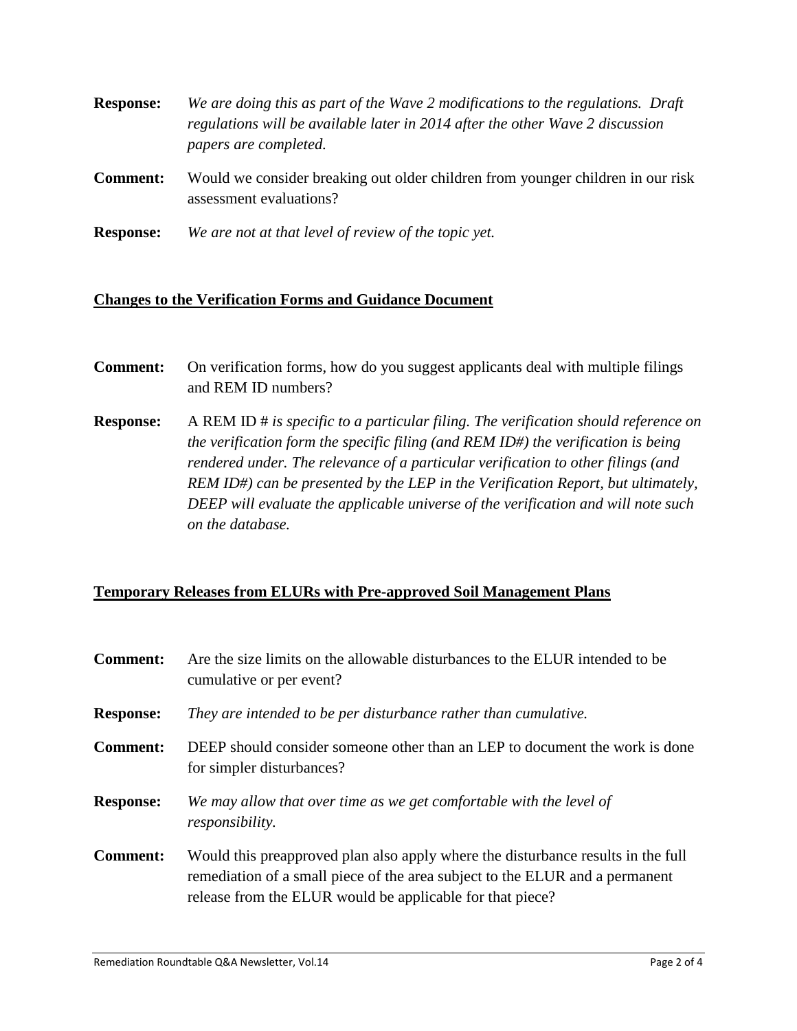**Response:** *We are doing this as part of the Wave 2 modifications to the regulations. Draft regulations will be available later in 2014 after the other Wave 2 discussion papers are completed.*

**Comment:** Would we consider breaking out older children from younger children in our risk assessment evaluations?

**Response:** *We are not at that level of review of the topic yet.*

## Changes to the Verification Forms and Guidance Document

**Comment:** On verification forms, how do you suggest applicants deal with multiple filings and REM ID numbers?

**Response:** A REM ID # *is specific to a particular filing. The verification should reference on the verification form the specific filing (and REM ID#) the verification is being rendered under. The relevance of a particular verification to other filings (and REM ID#) can be presented by the LEP in the Verification Report, but ultimately, DEEP will evaluate the applicable universe of the verification and will note such on the database.*

## Temporary Releases from ELURs with Pre-approved Soil Management Plans

**Comment:** Are the size limits on the allowable disturbances to the ELUR intended to be cumulative or per event?

**Response:** *They are intended to be per disturbance rather than cumulative.*

**Comment:** DEEP should consider someone other than an LEP to document the work is done for simpler disturbances?

**Response:** *We may allow that over time as we get comfortable with the level of responsibility.*

**Comment:** Would this preapproved plan also apply where the disturbance results in the full remediation of a small piece of the area subject to the ELUR and a permanent release from the ELUR would be applicable for that piece?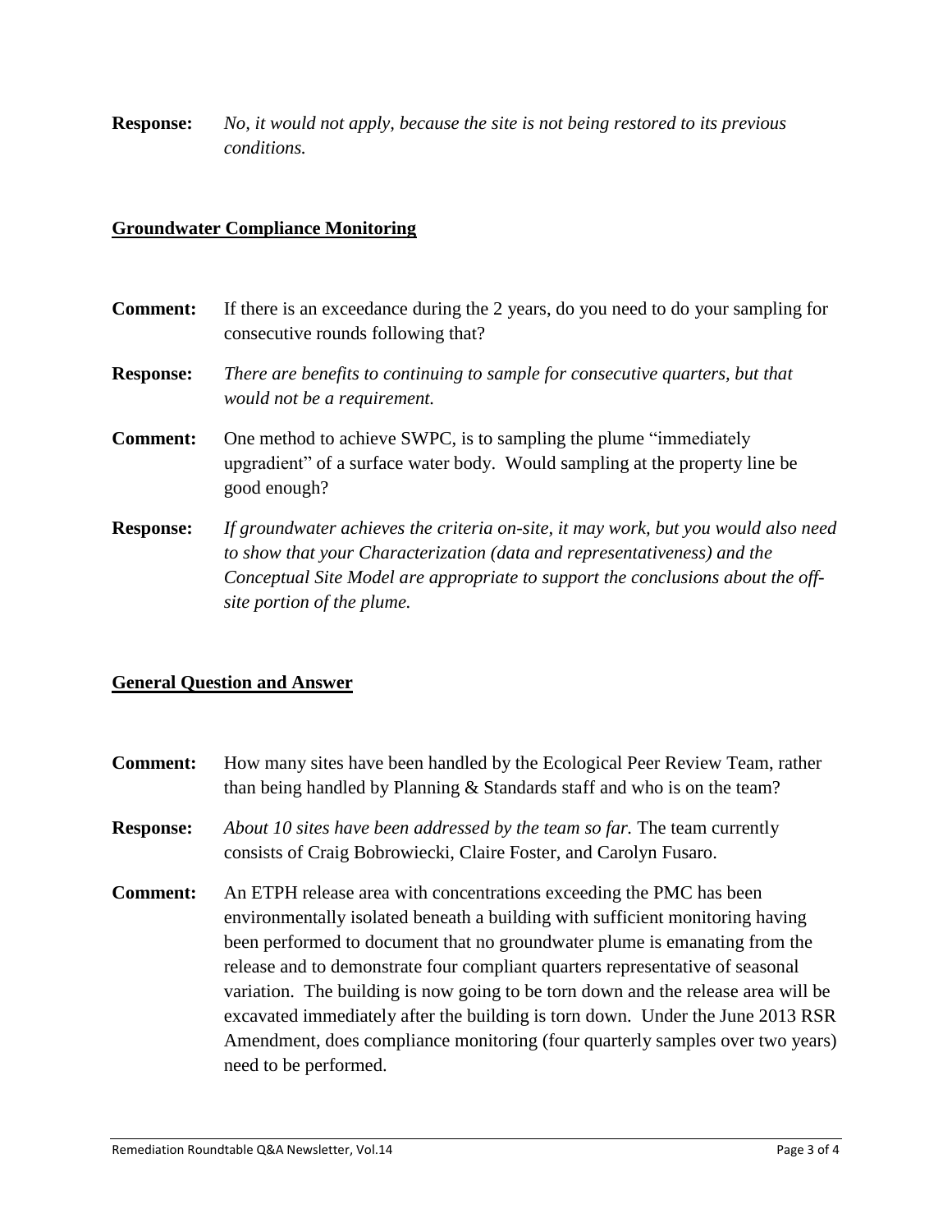**Response:** *No, it would not apply, because the site is not being restored to its previous conditions.*

## Groundwater Compliance Monitoring

**Comment:** If there is an exceedance during the 2 years, do you need to do your sampling for consecutive rounds following that?

**Response:** *There are benefits to continuing to sample for consecutive quarters, but that would not be a requirement.*

**Comment:** One method to achieve SWPC, is to sampling the plume "immediately upgradient" of a surface water body. Would sampling at the property line be good enough?

**Response:** *If groundwater achieves the criteria on-site, it may work, but you would also need to show that your Characterization (data and representativeness) and the Conceptual Site Model are appropriate to support the conclusions about the off-site portion of the plume.*

## General Question and Answer

**Comment:** How many sites have been handled by the Ecological Peer Review Team, rather than being handled by Planning & Standards staff and who is on the team?

**Response:** *About 10 sites have been addressed by the team so far.* The team currently consists of Craig Bobrowiecki, Claire Foster, and Carolyn Fusaro.

**Comment:** An ETPH release area with concentrations exceeding the PMC has been environmentally isolated beneath a building with sufficient monitoring having been performed to document that no groundwater plume is emanating from the release and to demonstrate four compliant quarters representative of seasonal variation. The building is now going to be torn down and the release area will be excavated immediately after the building is torn down. Under the June 2013 RSR Amendment, does compliance monitoring (four quarterly samples over two years) need to be performed.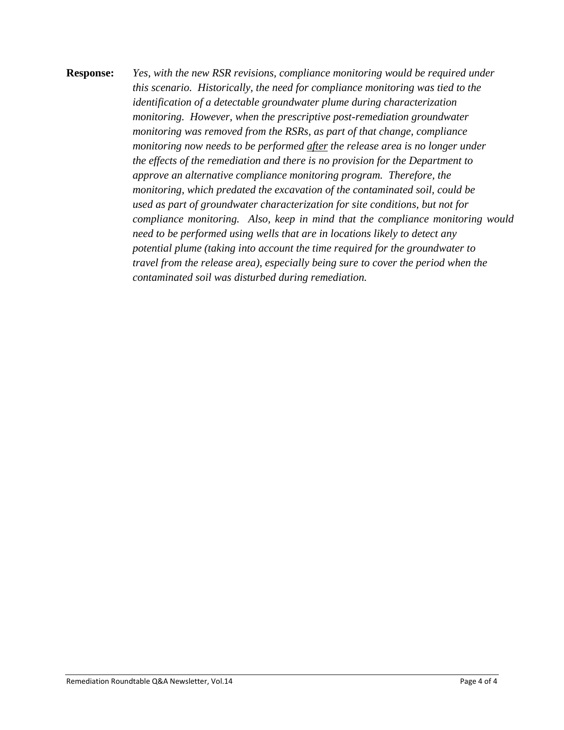**Response:** *Yes, with the new RSR revisions, compliance monitoring would be required under this scenario. Historically, the need for compliance monitoring was tied to the identification of a detectable groundwater plume during characterization monitoring. However, when the prescriptive post-remediation groundwater monitoring was removed from the RSRs, as part of that change, compliance monitoring now needs to be performed <u>after</u> the release area is no longer under the effects of the remediation and there is no provision for the Department to approve an alternative compliance monitoring program. Therefore, the monitoring, which predated the excavation of the contaminated soil, could be used as part of groundwater characterization for site conditions, but not for compliance monitoring. Also, keep in mind that the compliance monitoring would need to be performed using wells that are in locations likely to detect any potential plume (taking into account the time required for the groundwater to travel from the release area), especially being sure to cover the period when the contaminated soil was disturbed during remediation.*